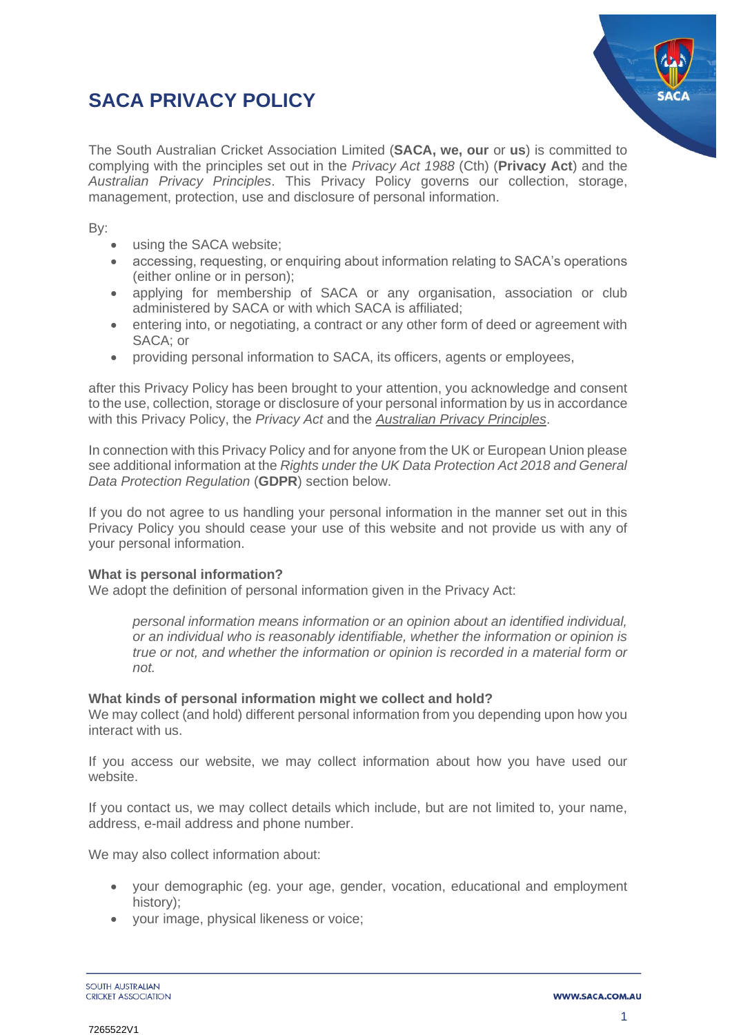# SACA PRIVACY POLICY

The South Australian Cricket Association Limited (**SACA, we, our** or **us**) is committed to complying with the principles set out in the *Privacy Act 1988* (Cth) (**Privacy Act**) and the *Australian Privacy Principles*. This Privacy Policy governs our collection, storage, management, protection, use and disclosure of personal information.

By:

- using the SACA website;
- accessing, requesting, or enquiring about information relating to SACA's operations (either online or in person);
- applying for membership of SACA or any organisation, association or club administered by SACA or with which SACA is affiliated;
- entering into, or negotiating, a contract or any other form of deed or agreement with SACA; or
- providing personal information to SACA, its officers, agents or employees,

after this Privacy Policy has been brought to your attention, you acknowledge and consent to the use, collection, storage or disclosure of your personal information by us in accordance with this Privacy Policy, the *Privacy Act* and the *Australian Privacy Principles*.

In connection with this Privacy Policy and for anyone from the UK or European Union please see additional information at the *Rights under the UK Data Protection Act 2018 and General Data Protection Regulation* (**GDPR**) section below.

If you do not agree to us handling your personal information in the manner set out in this Privacy Policy you should cease your use of this website and not provide us with any of your personal information.

**What is personal information?**

We adopt the definition of personal information given in the Privacy Act:

> *personal information means information or an opinion about an identified individual, or an individual who is reasonably identifiable, whether the information or opinion is true or not, and whether the information or opinion is recorded in a material form or not.*

**What kinds of personal information might we collect and hold?**

We may collect (and hold) different personal information from you depending upon how you interact with us.

If you access our website, we may collect information about how you have used our website.

If you contact us, we may collect details which include, but are not limited to, your name, address, e-mail address and phone number.

We may also collect information about:

- your demographic (eg. your age, gender, vocation, educational and employment history);
- your image, physical likeness or voice;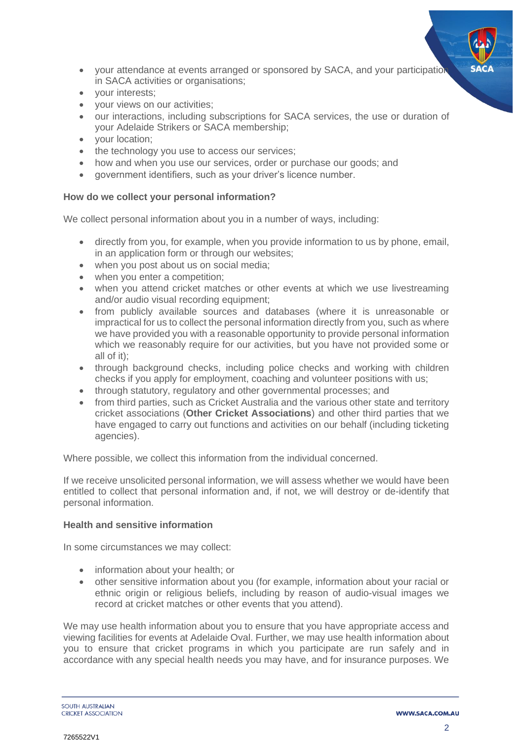- your attendance at events arranged or sponsored by SACA, and your participation in SACA activities or organisations;
- your interests;
- your views on our activities;
- our interactions, including subscriptions for SACA services, the use or duration of your Adelaide Strikers or SACA membership;
- your location;
- the technology you use to access our services;
- how and when you use our services, order or purchase our goods; and
- government identifiers, such as your driver's licence number.

**How do we collect your personal information?**

We collect personal information about you in a number of ways, including:

- directly from you, for example, when you provide information to us by phone, email, in an application form or through our websites;
- when you post about us on social media;
- when you enter a competition;
- when you attend cricket matches or other events at which we use livestreaming and/or audio visual recording equipment;
- from publicly available sources and databases (where it is unreasonable or impractical for us to collect the personal information directly from you, such as where we have provided you with a reasonable opportunity to provide personal information which we reasonably require for our activities, but you have not provided some or all of it);
- through background checks, including police checks and working with children checks if you apply for employment, coaching and volunteer positions with us;
- through statutory, regulatory and other governmental processes; and
- from third parties, such as Cricket Australia and the various other state and territory cricket associations (**Other Cricket Associations**) and other third parties that we have engaged to carry out functions and activities on our behalf (including ticketing agencies).

Where possible, we collect this information from the individual concerned.

If we receive unsolicited personal information, we will assess whether we would have been entitled to collect that personal information and, if not, we will destroy or de-identify that personal information.

**Health and sensitive information**

In some circumstances we may collect:

- information about your health; or
- other sensitive information about you (for example, information about your racial or ethnic origin or religious beliefs, including by reason of audio-visual images we record at cricket matches or other events that you attend).

We may use health information about you to ensure that you have appropriate access and viewing facilities for events at Adelaide Oval. Further, we may use health information about you to ensure that cricket programs in which you participate are run safely and in accordance with any special health needs you may have, and for insurance purposes. We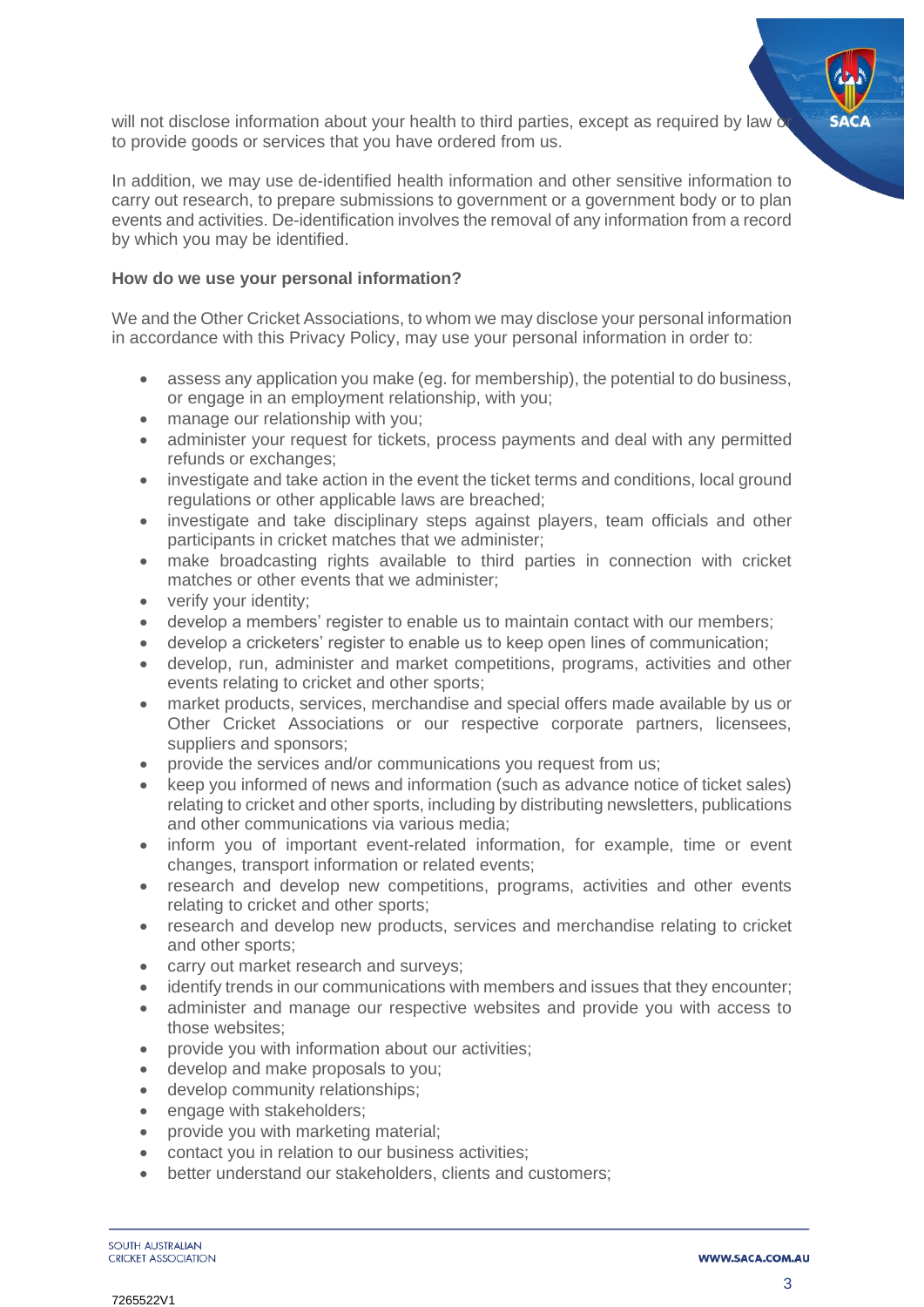will not disclose information about your health to third parties, except as required by law or to provide goods or services that you have ordered from us.

In addition, we may use de-identified health information and other sensitive information to carry out research, to prepare submissions to government or a government body or to plan events and activities. De-identification involves the removal of any information from a record by which you may be identified.

**How do we use your personal information?**

We and the Other Cricket Associations, to whom we may disclose your personal information in accordance with this Privacy Policy, may use your personal information in order to:

- assess any application you make (eg. for membership), the potential to do business, or engage in an employment relationship, with you;
- manage our relationship with you;
- administer your request for tickets, process payments and deal with any permitted refunds or exchanges;
- investigate and take action in the event the ticket terms and conditions, local ground regulations or other applicable laws are breached;
- investigate and take disciplinary steps against players, team officials and other participants in cricket matches that we administer;
- make broadcasting rights available to third parties in connection with cricket matches or other events that we administer;
- verify your identity;
- develop a members' register to enable us to maintain contact with our members;
- develop a cricketers' register to enable us to keep open lines of communication;
- develop, run, administer and market competitions, programs, activities and other events relating to cricket and other sports;
- market products, services, merchandise and special offers made available by us or Other Cricket Associations or our respective corporate partners, licensees, suppliers and sponsors;
- provide the services and/or communications you request from us;
- keep you informed of news and information (such as advance notice of ticket sales) relating to cricket and other sports, including by distributing newsletters, publications and other communications via various media;
- inform you of important event-related information, for example, time or event changes, transport information or related events;
- research and develop new competitions, programs, activities and other events relating to cricket and other sports;
- research and develop new products, services and merchandise relating to cricket and other sports;
- carry out market research and surveys;
- identify trends in our communications with members and issues that they encounter;
- administer and manage our respective websites and provide you with access to those websites;
- provide you with information about our activities;
- develop and make proposals to you;
- develop community relationships;
- engage with stakeholders;
- provide you with marketing material;
- contact you in relation to our business activities;
- better understand our stakeholders, clients and customers;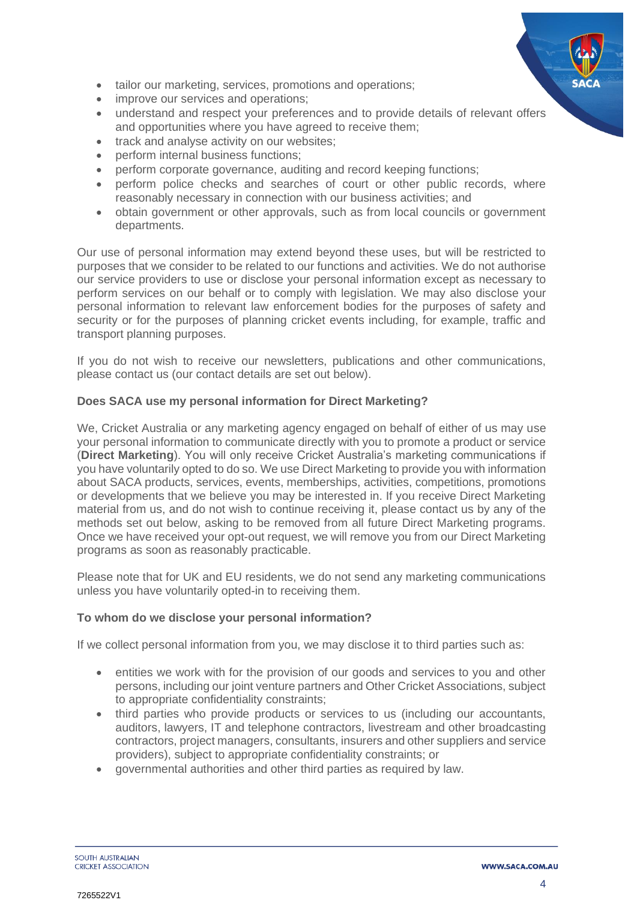- tailor our marketing, services, promotions and operations;
- improve our services and operations;
- understand and respect your preferences and to provide details of relevant offers and opportunities where you have agreed to receive them;
- track and analyse activity on our websites;
- perform internal business functions;
- perform corporate governance, auditing and record keeping functions;
- perform police checks and searches of court or other public records, where reasonably necessary in connection with our business activities; and
- obtain government or other approvals, such as from local councils or government departments.

Our use of personal information may extend beyond these uses, but will be restricted to purposes that we consider to be related to our functions and activities. We do not authorise our service providers to use or disclose your personal information except as necessary to perform services on our behalf or to comply with legislation. We may also disclose your personal information to relevant law enforcement bodies for the purposes of safety and security or for the purposes of planning cricket events including, for example, traffic and transport planning purposes.

If you do not wish to receive our newsletters, publications and other communications, please contact us (our contact details are set out below).

**Does SACA use my personal information for Direct Marketing?**

We, Cricket Australia or any marketing agency engaged on behalf of either of us may use your personal information to communicate directly with you to promote a product or service (**Direct Marketing**). You will only receive Cricket Australia's marketing communications if you have voluntarily opted to do so. We use Direct Marketing to provide you with information about SACA products, services, events, memberships, activities, competitions, promotions or developments that we believe you may be interested in. If you receive Direct Marketing material from us, and do not wish to continue receiving it, please contact us by any of the methods set out below, asking to be removed from all future Direct Marketing programs. Once we have received your opt-out request, we will remove you from our Direct Marketing programs as soon as reasonably practicable.

Please note that for UK and EU residents, we do not send any marketing communications unless you have voluntarily opted-in to receiving them.

**To whom do we disclose your personal information?**

If we collect personal information from you, we may disclose it to third parties such as:

- entities we work with for the provision of our goods and services to you and other persons, including our joint venture partners and Other Cricket Associations, subject to appropriate confidentiality constraints;
- third parties who provide products or services to us (including our accountants, auditors, lawyers, IT and telephone contractors, livestream and other broadcasting contractors, project managers, consultants, insurers and other suppliers and service providers), subject to appropriate confidentiality constraints; or
- governmental authorities and other third parties as required by law.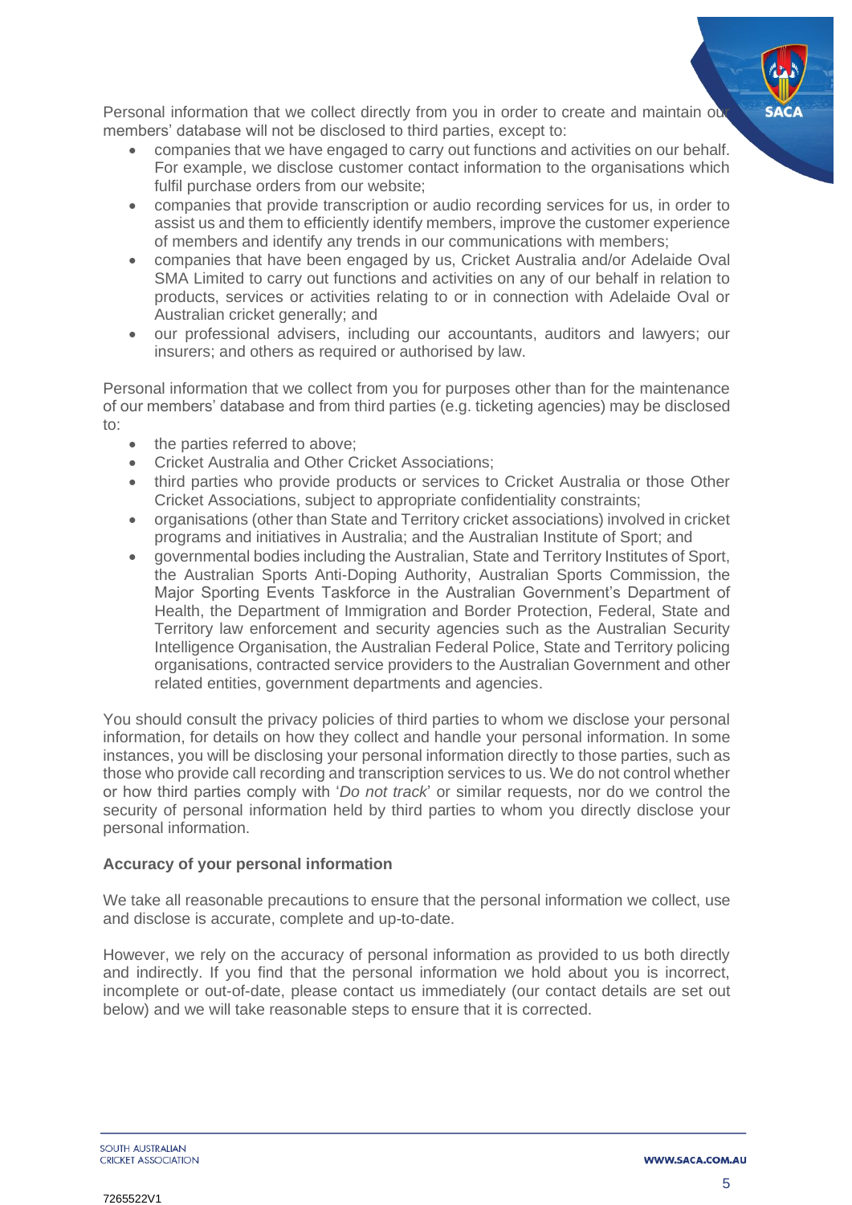Personal information that we collect directly from you in order to create and maintain our members' database will not be disclosed to third parties, except to:

- companies that we have engaged to carry out functions and activities on our behalf. For example, we disclose customer contact information to the organisations which fulfil purchase orders from our website;
- companies that provide transcription or audio recording services for us, in order to assist us and them to efficiently identify members, improve the customer experience of members and identify any trends in our communications with members;
- companies that have been engaged by us, Cricket Australia and/or Adelaide Oval SMA Limited to carry out functions and activities on any of our behalf in relation to products, services or activities relating to or in connection with Adelaide Oval or Australian cricket generally; and
- our professional advisers, including our accountants, auditors and lawyers; our insurers; and others as required or authorised by law.

Personal information that we collect from you for purposes other than for the maintenance of our members' database and from third parties (e.g. ticketing agencies) may be disclosed to:

- the parties referred to above;
- Cricket Australia and Other Cricket Associations;
- third parties who provide products or services to Cricket Australia or those Other Cricket Associations, subject to appropriate confidentiality constraints;
- organisations (other than State and Territory cricket associations) involved in cricket programs and initiatives in Australia; and the Australian Institute of Sport; and
- governmental bodies including the Australian, State and Territory Institutes of Sport, the Australian Sports Anti-Doping Authority, Australian Sports Commission, the Major Sporting Events Taskforce in the Australian Government's Department of Health, the Department of Immigration and Border Protection, Federal, State and Territory law enforcement and security agencies such as the Australian Security Intelligence Organisation, the Australian Federal Police, State and Territory policing organisations, contracted service providers to the Australian Government and other related entities, government departments and agencies.

You should consult the privacy policies of third parties to whom we disclose your personal information, for details on how they collect and handle your personal information. In some instances, you will be disclosing your personal information directly to those parties, such as those who provide call recording and transcription services to us. We do not control whether or how third parties comply with '*Do not track*' or similar requests, nor do we control the security of personal information held by third parties to whom you directly disclose your personal information.

**Accuracy of your personal information**

We take all reasonable precautions to ensure that the personal information we collect, use and disclose is accurate, complete and up-to-date.

However, we rely on the accuracy of personal information as provided to us both directly and indirectly. If you find that the personal information we hold about you is incorrect, incomplete or out-of-date, please contact us immediately (our contact details are set out below) and we will take reasonable steps to ensure that it is corrected.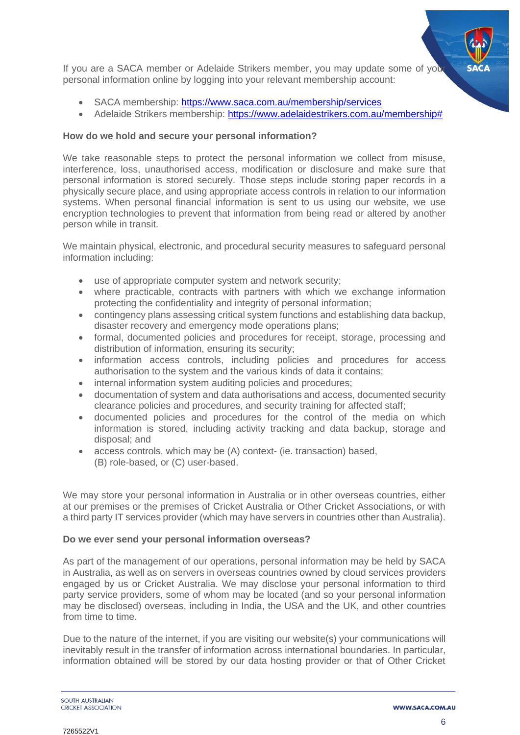If you are a SACA member or Adelaide Strikers member, you may update some of your personal information online by logging into your relevant membership account:

- SACA membership: [https://www.saca.com.au/membership/services](https://www.saca.com.au/membership/services)
- Adelaide Strikers membership: [https://www.adelaidestrikers.com.au/membership#](https://www.adelaidestrikers.com.au/membership#)

**How do we hold and secure your personal information?**

We take reasonable steps to protect the personal information we collect from misuse, interference, loss, unauthorised access, modification or disclosure and make sure that personal information is stored securely. Those steps include storing paper records in a physically secure place, and using appropriate access controls in relation to our information systems. When personal financial information is sent to us using our website, we use encryption technologies to prevent that information from being read or altered by another person while in transit.

We maintain physical, electronic, and procedural security measures to safeguard personal information including:

- use of appropriate computer system and network security;
- where practicable, contracts with partners with which we exchange information protecting the confidentiality and integrity of personal information;
- contingency plans assessing critical system functions and establishing data backup, disaster recovery and emergency mode operations plans;
- formal, documented policies and procedures for receipt, storage, processing and distribution of information, ensuring its security;
- information access controls, including policies and procedures for access authorisation to the system and the various kinds of data it contains;
- internal information system auditing policies and procedures;
- documentation of system and data authorisations and access, documented security clearance policies and procedures, and security training for affected staff;
- documented policies and procedures for the control of the media on which information is stored, including activity tracking and data backup, storage and disposal; and
- access controls, which may be (A) context- (ie. transaction) based, (B) role-based, or (C) user-based.

We may store your personal information in Australia or in other overseas countries, either at our premises or the premises of Cricket Australia or Other Cricket Associations, or with a third party IT services provider (which may have servers in countries other than Australia).

**Do we ever send your personal information overseas?**

As part of the management of our operations, personal information may be held by SACA in Australia, as well as on servers in overseas countries owned by cloud services providers engaged by us or Cricket Australia. We may disclose your personal information to third party service providers, some of whom may be located (and so your personal information may be disclosed) overseas, including in India, the USA and the UK, and other countries from time to time.

Due to the nature of the internet, if you are visiting our website(s) your communications will inevitably result in the transfer of information across international boundaries. In particular, information obtained will be stored by our data hosting provider or that of Other Cricket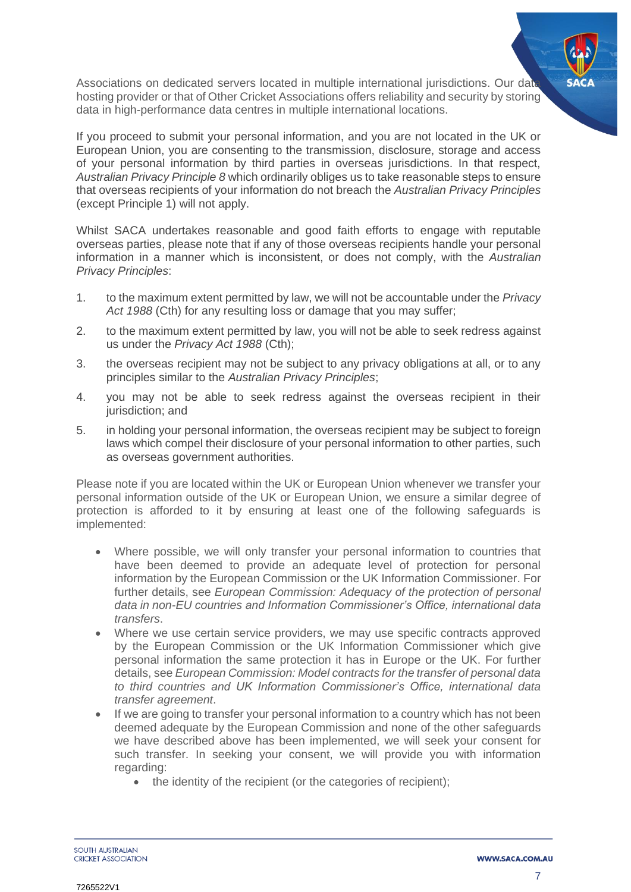Associations on dedicated servers located in multiple international jurisdictions. Our data hosting provider or that of Other Cricket Associations offers reliability and security by storing data in high-performance data centres in multiple international locations.

If you proceed to submit your personal information, and you are not located in the UK or European Union, you are consenting to the transmission, disclosure, storage and access of your personal information by third parties in overseas jurisdictions. In that respect, *Australian Privacy Principle 8* which ordinarily obliges us to take reasonable steps to ensure that overseas recipients of your information do not breach the *Australian Privacy Principles* (except Principle 1) will not apply.

Whilst SACA undertakes reasonable and good faith efforts to engage with reputable overseas parties, please note that if any of those overseas recipients handle your personal information in a manner which is inconsistent, or does not comply, with the *Australian Privacy Principles*:

1. to the maximum extent permitted by law, we will not be accountable under the *Privacy Act 1988* (Cth) for any resulting loss or damage that you may suffer;
2. to the maximum extent permitted by law, you will not be able to seek redress against us under the *Privacy Act 1988* (Cth);
3. the overseas recipient may not be subject to any privacy obligations at all, or to any principles similar to the *Australian Privacy Principles*;
4. you may not be able to seek redress against the overseas recipient in their jurisdiction; and
5. in holding your personal information, the overseas recipient may be subject to foreign laws which compel their disclosure of your personal information to other parties, such as overseas government authorities.

Please note if you are located within the UK or European Union whenever we transfer your personal information outside of the UK or European Union, we ensure a similar degree of protection is afforded to it by ensuring at least one of the following safeguards is implemented:

- Where possible, we will only transfer your personal information to countries that have been deemed to provide an adequate level of protection for personal information by the European Commission or the UK Information Commissioner. For further details, see *European Commission: Adequacy of the protection of personal data in non-EU countries and Information Commissioner's Office, international data transfers*.
- Where we use certain service providers, we may use specific contracts approved by the European Commission or the UK Information Commissioner which give personal information the same protection it has in Europe or the UK. For further details, see *European Commission: Model contracts for the transfer of personal data to third countries and UK Information Commissioner's Office, international data transfer agreement*.
- If we are going to transfer your personal information to a country which has not been deemed adequate by the European Commission and none of the other safeguards we have described above has been implemented, we will seek your consent for such transfer. In seeking your consent, we will provide you with information regarding:
  - the identity of the recipient (or the categories of recipient);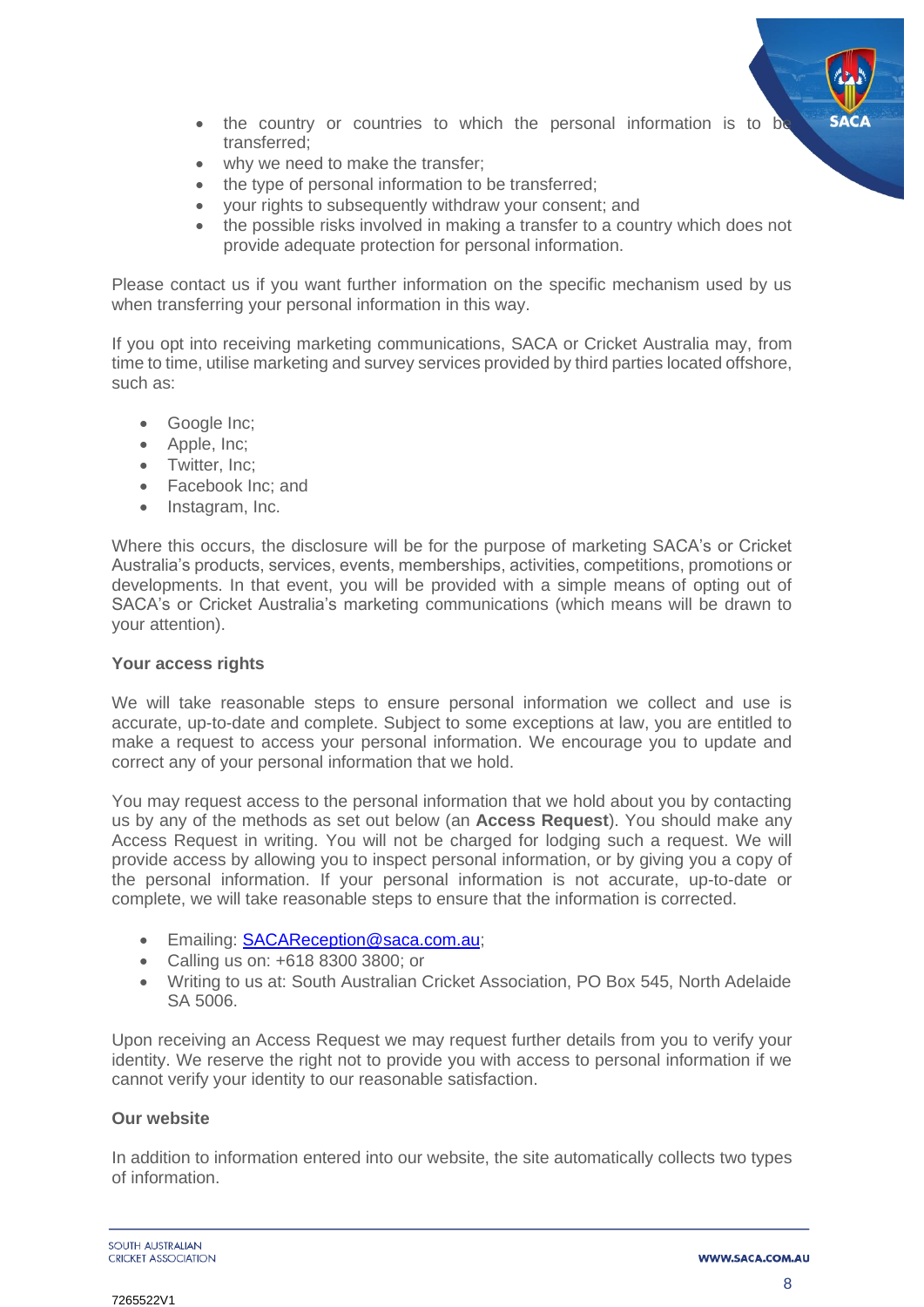- the country or countries to which the personal information is to be transferred;
- why we need to make the transfer;
- the type of personal information to be transferred;
- your rights to subsequently withdraw your consent; and
- the possible risks involved in making a transfer to a country which does not provide adequate protection for personal information.

Please contact us if you want further information on the specific mechanism used by us when transferring your personal information in this way.

If you opt into receiving marketing communications, SACA or Cricket Australia may, from time to time, utilise marketing and survey services provided by third parties located offshore, such as:

- Google Inc;
- Apple, Inc;
- Twitter, Inc;
- Facebook Inc; and
- Instagram, Inc.

Where this occurs, the disclosure will be for the purpose of marketing SACA's or Cricket Australia's products, services, events, memberships, activities, competitions, promotions or developments. In that event, you will be provided with a simple means of opting out of SACA's or Cricket Australia's marketing communications (which means will be drawn to your attention).

**Your access rights**

We will take reasonable steps to ensure personal information we collect and use is accurate, up-to-date and complete. Subject to some exceptions at law, you are entitled to make a request to access your personal information. We encourage you to update and correct any of your personal information that we hold.

You may request access to the personal information that we hold about you by contacting us by any of the methods as set out below (an **Access Request**). You should make any Access Request in writing. You will not be charged for lodging such a request. We will provide access by allowing you to inspect personal information, or by giving you a copy of the personal information. If your personal information is not accurate, up-to-date or complete, we will take reasonable steps to ensure that the information is corrected.

- Emailing: SACAReception@saca.com.au;
- Calling us on: +618 8300 3800; or
- Writing to us at: South Australian Cricket Association, PO Box 545, North Adelaide SA 5006.

Upon receiving an Access Request we may request further details from you to verify your identity. We reserve the right not to provide you with access to personal information if we cannot verify your identity to our reasonable satisfaction.

**Our website**

In addition to information entered into our website, the site automatically collects two types of information.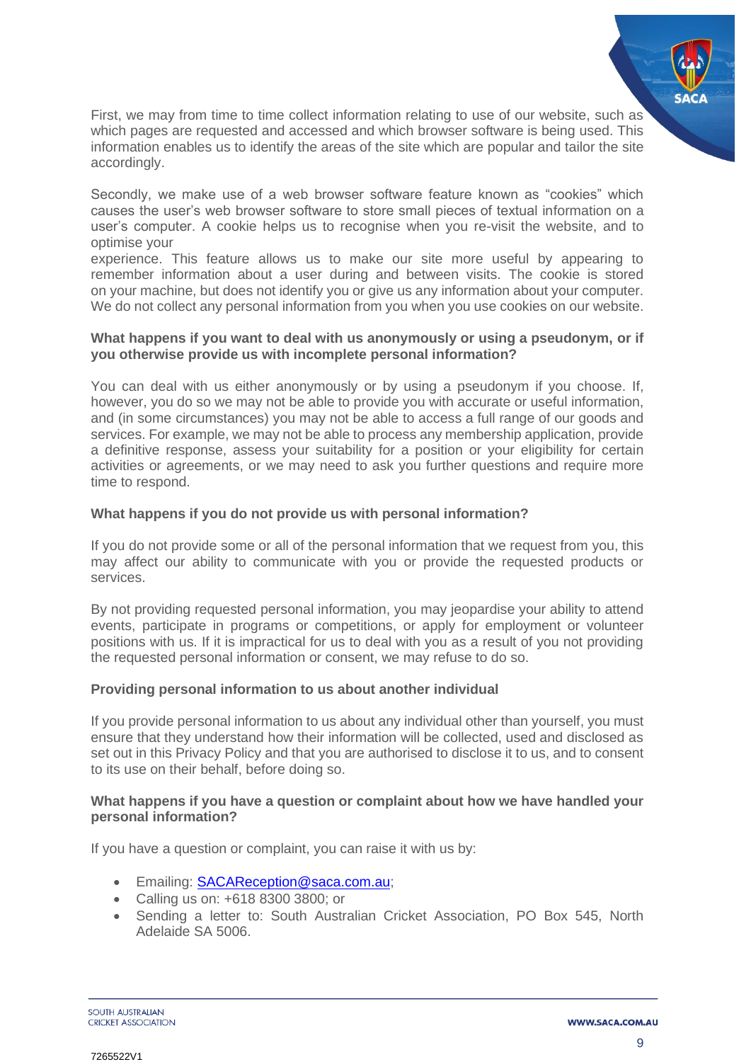First, we may from time to time collect information relating to use of our website, such as which pages are requested and accessed and which browser software is being used. This information enables us to identify the areas of the site which are popular and tailor the site accordingly.

Secondly, we make use of a web browser software feature known as "cookies" which causes the user's web browser software to store small pieces of textual information on a user's computer. A cookie helps us to recognise when you re-visit the website, and to optimise your experience. This feature allows us to make our site more useful by appearing to remember information about a user during and between visits. The cookie is stored on your machine, but does not identify you or give us any information about your computer. We do not collect any personal information from you when you use cookies on our website.

**What happens if you want to deal with us anonymously or using a pseudonym, or if you otherwise provide us with incomplete personal information?**

You can deal with us either anonymously or by using a pseudonym if you choose. If, however, you do so we may not be able to provide you with accurate or useful information, and (in some circumstances) you may not be able to access a full range of our goods and services. For example, we may not be able to process any membership application, provide a definitive response, assess your suitability for a position or your eligibility for certain activities or agreements, or we may need to ask you further questions and require more time to respond.

**What happens if you do not provide us with personal information?**

If you do not provide some or all of the personal information that we request from you, this may affect our ability to communicate with you or provide the requested products or services.

By not providing requested personal information, you may jeopardise your ability to attend events, participate in programs or competitions, or apply for employment or volunteer positions with us. If it is impractical for us to deal with you as a result of you not providing the requested personal information or consent, we may refuse to do so.

**Providing personal information to us about another individual**

If you provide personal information to us about any individual other than yourself, you must ensure that they understand how their information will be collected, used and disclosed as set out in this Privacy Policy and that you are authorised to disclose it to us, and to consent to its use on their behalf, before doing so.

**What happens if you have a question or complaint about how we have handled your personal information?**

If you have a question or complaint, you can raise it with us by:

- Emailing: SACAReception@saca.com.au;
- Calling us on: +618 8300 3800; or
- Sending a letter to: South Australian Cricket Association, PO Box 545, North Adelaide SA 5006.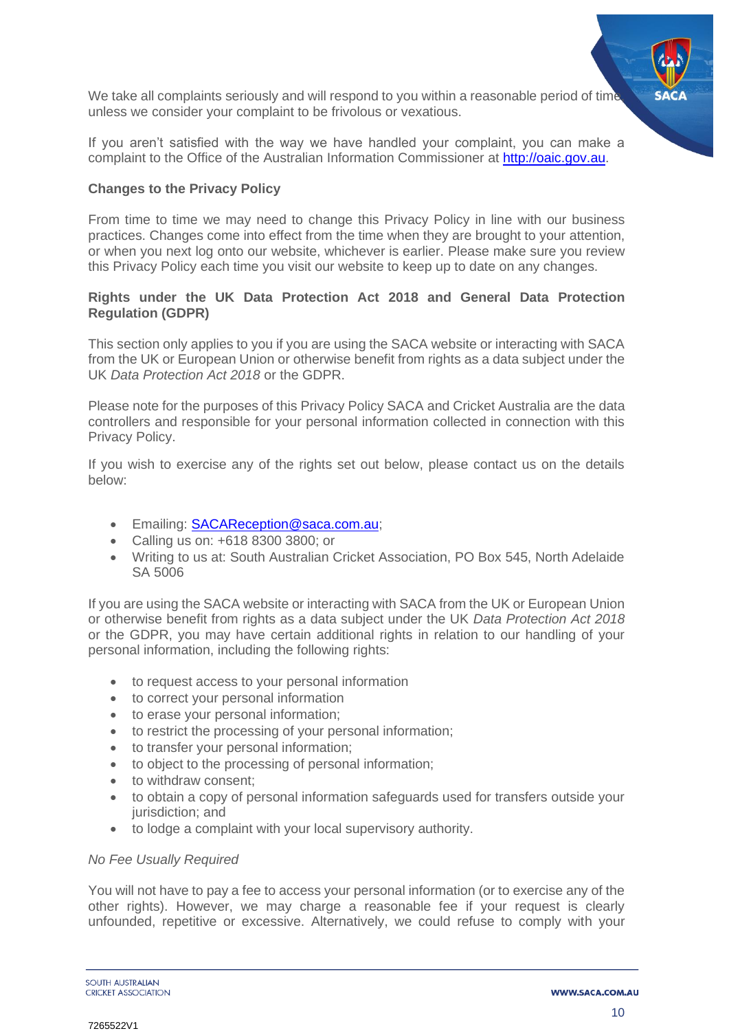We take all complaints seriously and will respond to you within a reasonable period of time unless we consider your complaint to be frivolous or vexatious.

If you aren't satisfied with the way we have handled your complaint, you can make a complaint to the Office of the Australian Information Commissioner at [http://oaic.gov.au](http://oaic.gov.au).

**Changes to the Privacy Policy**

From time to time we may need to change this Privacy Policy in line with our business practices. Changes come into effect from the time when they are brought to your attention, or when you next log onto our website, whichever is earlier. Please make sure you review this Privacy Policy each time you visit our website to keep up to date on any changes.

**Rights under the UK Data Protection Act 2018 and General Data Protection Regulation (GDPR)**

This section only applies to you if you are using the SACA website or interacting with SACA from the UK or European Union or otherwise benefit from rights as a data subject under the UK *Data Protection Act 2018* or the GDPR.

Please note for the purposes of this Privacy Policy SACA and Cricket Australia are the data controllers and responsible for your personal information collected in connection with this Privacy Policy.

If you wish to exercise any of the rights set out below, please contact us on the details below:

- Emailing: [SACAReception@saca.com.au](mailto:SACAReception@saca.com.au);
- Calling us on: +618 8300 3800; or
- Writing to us at: South Australian Cricket Association, PO Box 545, North Adelaide SA 5006

If you are using the SACA website or interacting with SACA from the UK or European Union or otherwise benefit from rights as a data subject under the UK *Data Protection Act 2018* or the GDPR, you may have certain additional rights in relation to our handling of your personal information, including the following rights:

- to request access to your personal information
- to correct your personal information
- to erase your personal information;
- to restrict the processing of your personal information;
- to transfer your personal information;
- to object to the processing of personal information;
- to withdraw consent;
- to obtain a copy of personal information safeguards used for transfers outside your jurisdiction; and
- to lodge a complaint with your local supervisory authority.

*No Fee Usually Required*

You will not have to pay a fee to access your personal information (or to exercise any of the other rights). However, we may charge a reasonable fee if your request is clearly unfounded, repetitive or excessive. Alternatively, we could refuse to comply with your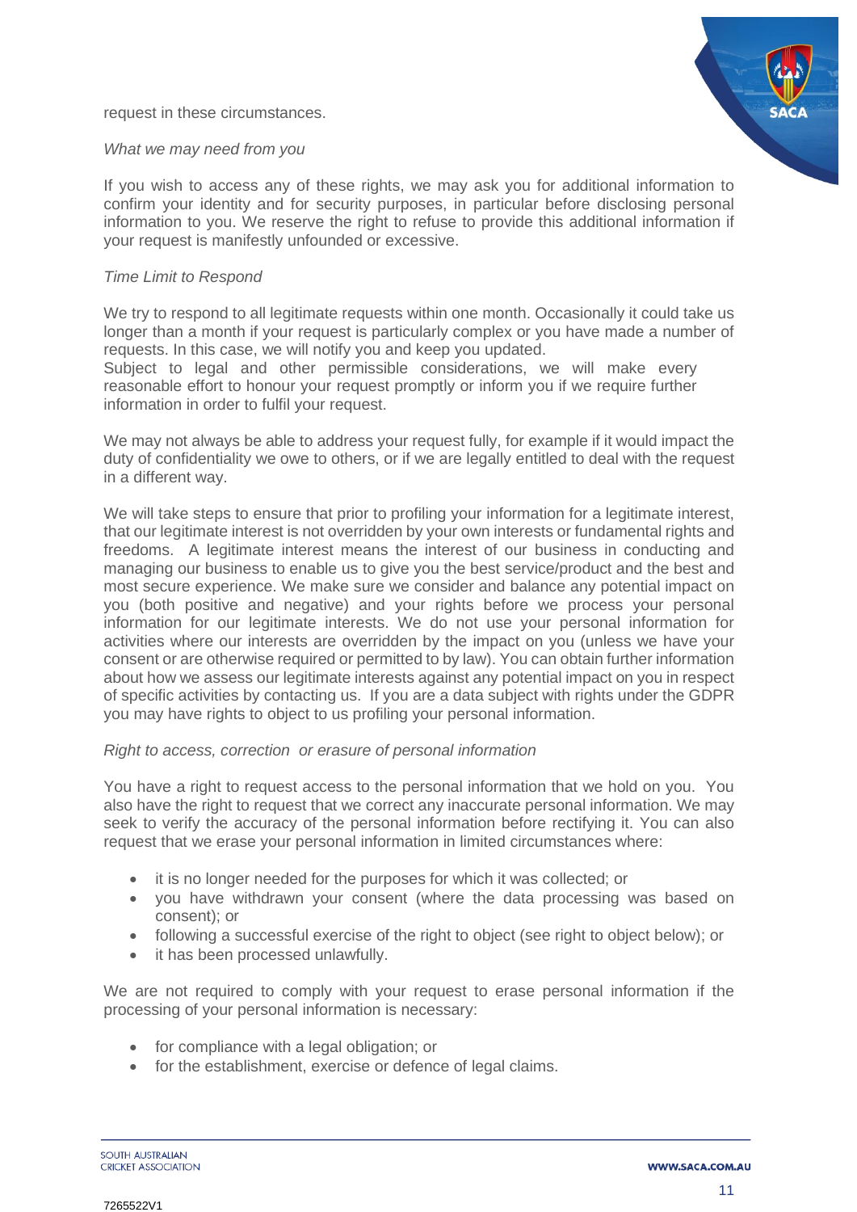request in these circumstances.

*What we may need from you*

If you wish to access any of these rights, we may ask you for additional information to confirm your identity and for security purposes, in particular before disclosing personal information to you. We reserve the right to refuse to provide this additional information if your request is manifestly unfounded or excessive.

*Time Limit to Respond*

We try to respond to all legitimate requests within one month. Occasionally it could take us longer than a month if your request is particularly complex or you have made a number of requests. In this case, we will notify you and keep you updated.
Subject to legal and other permissible considerations, we will make every reasonable effort to honour your request promptly or inform you if we require further information in order to fulfil your request.

We may not always be able to address your request fully, for example if it would impact the duty of confidentiality we owe to others, or if we are legally entitled to deal with the request in a different way.

We will take steps to ensure that prior to profiling your information for a legitimate interest, that our legitimate interest is not overridden by your own interests or fundamental rights and freedoms. A legitimate interest means the interest of our business in conducting and managing our business to enable us to give you the best service/product and the best and most secure experience. We make sure we consider and balance any potential impact on you (both positive and negative) and your rights before we process your personal information for our legitimate interests. We do not use your personal information for activities where our interests are overridden by the impact on you (unless we have your consent or are otherwise required or permitted to by law). You can obtain further information about how we assess our legitimate interests against any potential impact on you in respect of specific activities by contacting us. If you are a data subject with rights under the GDPR you may have rights to object to us profiling your personal information.

*Right to access, correction or erasure of personal information*

You have a right to request access to the personal information that we hold on you. You also have the right to request that we correct any inaccurate personal information. We may seek to verify the accuracy of the personal information before rectifying it. You can also request that we erase your personal information in limited circumstances where:

- it is no longer needed for the purposes for which it was collected; or
- you have withdrawn your consent (where the data processing was based on consent); or
- following a successful exercise of the right to object (see right to object below); or
- it has been processed unlawfully.

We are not required to comply with your request to erase personal information if the processing of your personal information is necessary:

- for compliance with a legal obligation; or
- for the establishment, exercise or defence of legal claims.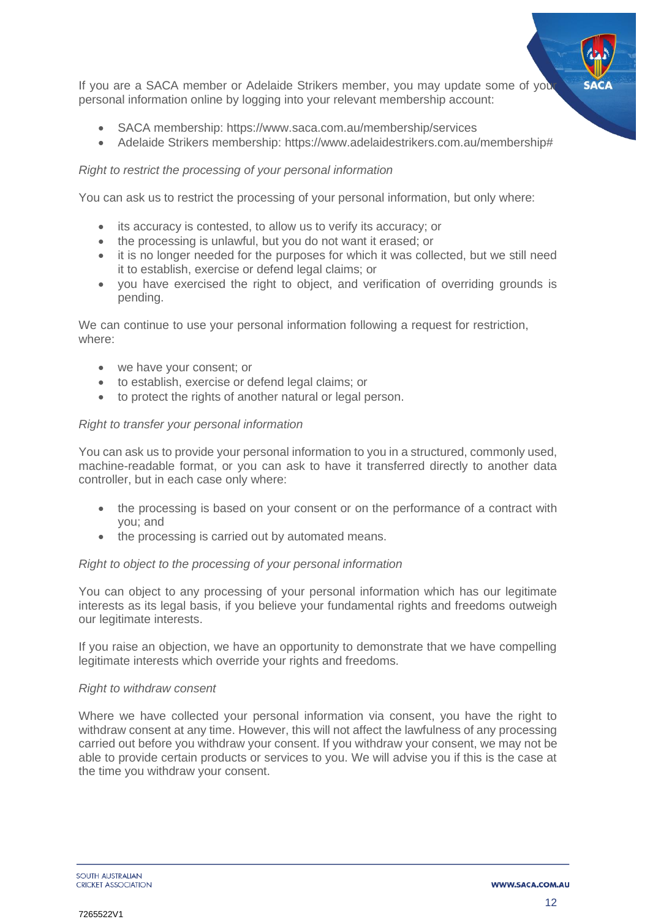If you are a SACA member or Adelaide Strikers member, you may update some of your personal information online by logging into your relevant membership account:

- SACA membership: https://www.saca.com.au/membership/services
- Adelaide Strikers membership: https://www.adelaidestrikers.com.au/membership#

*Right to restrict the processing of your personal information*

You can ask us to restrict the processing of your personal information, but only where:

- its accuracy is contested, to allow us to verify its accuracy; or
- the processing is unlawful, but you do not want it erased; or
- it is no longer needed for the purposes for which it was collected, but we still need it to establish, exercise or defend legal claims; or
- you have exercised the right to object, and verification of overriding grounds is pending.

We can continue to use your personal information following a request for restriction, where:

- we have your consent; or
- to establish, exercise or defend legal claims; or
- to protect the rights of another natural or legal person.

*Right to transfer your personal information*

You can ask us to provide your personal information to you in a structured, commonly used, machine-readable format, or you can ask to have it transferred directly to another data controller, but in each case only where:

- the processing is based on your consent or on the performance of a contract with you; and
- the processing is carried out by automated means.

*Right to object to the processing of your personal information*

You can object to any processing of your personal information which has our legitimate interests as its legal basis, if you believe your fundamental rights and freedoms outweigh our legitimate interests.

If you raise an objection, we have an opportunity to demonstrate that we have compelling legitimate interests which override your rights and freedoms.

*Right to withdraw consent*

Where we have collected your personal information via consent, you have the right to withdraw consent at any time. However, this will not affect the lawfulness of any processing carried out before you withdraw your consent. If you withdraw your consent, we may not be able to provide certain products or services to you. We will advise you if this is the case at the time you withdraw your consent.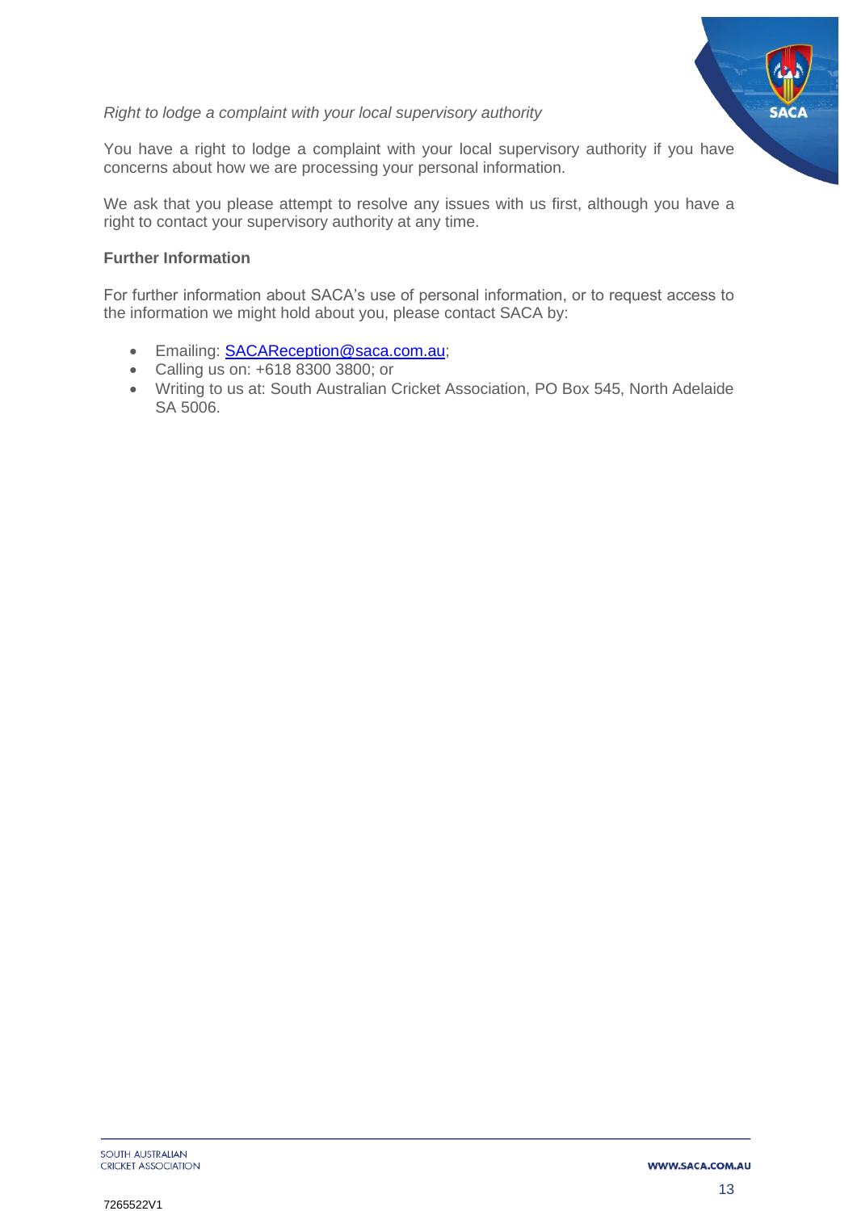*Right to lodge a complaint with your local supervisory authority*

You have a right to lodge a complaint with your local supervisory authority if you have concerns about how we are processing your personal information.

We ask that you please attempt to resolve any issues with us first, although you have a right to contact your supervisory authority at any time.

**Further Information**

For further information about SACA's use of personal information, or to request access to the information we might hold about you, please contact SACA by:

- Emailing: SACAReception@saca.com.au;
- Calling us on: +618 8300 3800; or
- Writing to us at: South Australian Cricket Association, PO Box 545, North Adelaide SA 5006.